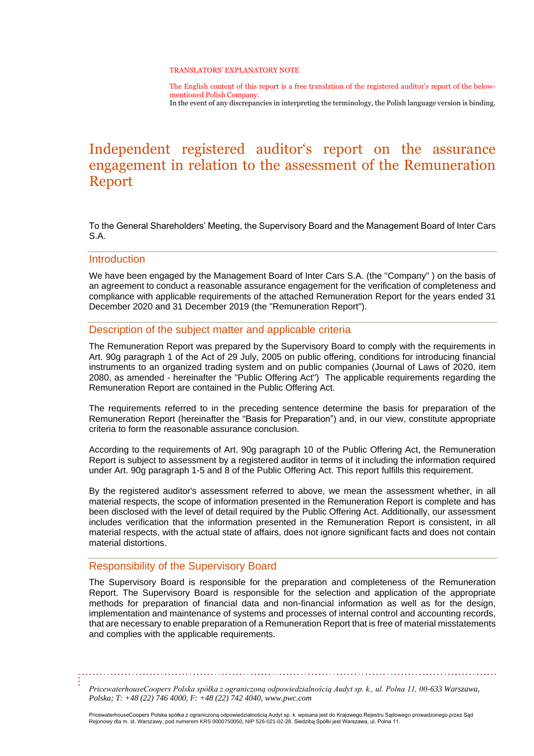TRANSLATORS' EXPLANATORY NOTE

The English content of this report is a free translation of the registered auditor's report of the below-mentioned Polish Company.
In the event of any discrepancies in interpreting the terminology, the Polish language version is binding.

# Independent registered auditor's report on the assurance engagement in relation to the assessment of the Remuneration Report

To the General Shareholders' Meeting, the Supervisory Board and the Management Board of Inter Cars S.A.

## Introduction

We have been engaged by the Management Board of Inter Cars S.A. (the "Company" ) on the basis of an agreement to conduct a reasonable assurance engagement for the verification of completeness and compliance with applicable requirements of the attached Remuneration Report for the years ended 31 December 2020 and 31 December 2019 (the "Remuneration Report").

## Description of the subject matter and applicable criteria

The Remuneration Report was prepared by the Supervisory Board to comply with the requirements in Art. 90g paragraph 1 of the Act of 29 July, 2005 on public offering, conditions for introducing financial instruments to an organized trading system and on public companies (Journal of Laws of 2020, item 2080, as amended - hereinafter the "Public Offering Act") The applicable requirements regarding the Remuneration Report are contained in the Public Offering Act.

The requirements referred to in the preceding sentence determine the basis for preparation of the Remuneration Report (hereinafter the "Basis for Preparation") and, in our view, constitute appropriate criteria to form the reasonable assurance conclusion.

According to the requirements of Art. 90g paragraph 10 of the Public Offering Act, the Remuneration Report is subject to assessment by a registered auditor in terms of it including the information required under Art. 90g paragraph 1-5 and 8 of the Public Offering Act. This report fulfills this requirement.

By the registered auditor's assessment referred to above, we mean the assessment whether, in all material respects, the scope of information presented in the Remuneration Report is complete and has been disclosed with the level of detail required by the Public Offering Act. Additionally, our assessment includes verification that the information presented in the Remuneration Report is consistent, in all material respects, with the actual state of affairs, does not ignore significant facts and does not contain material distortions.

## Responsibility of the Supervisory Board

The Supervisory Board is responsible for the preparation and completeness of the Remuneration Report. The Supervisory Board is responsible for the selection and application of the appropriate methods for preparation of financial data and non-financial information as well as for the design, implementation and maintenance of systems and processes of internal control and accounting records, that are necessary to enable preparation of a Remuneration Report that is free of material misstatements and complies with the applicable requirements.

*PricewaterhouseCoopers Polska spółka z ograniczoną odpowiedzialnością Audyt sp. k., ul. Polna 11, 00-633 Warszawa, Polska; T: +48 (22) 746 4000, F: +48 (22) 742 4040, www.pwc.com*

PricewaterhouseCoopers Polska spółka z ograniczoną odpowiedzialnością Audyt sp. k. wpisana jest do Krajowego Rejestru Sądowego prowadzonego przez Sąd Rejonowy dla m. st. Warszawy, pod numerem KRS 0000750050, NIP 526-021-02-28. Siedzibą Spółki jest Warszawa, ul. Polna 11.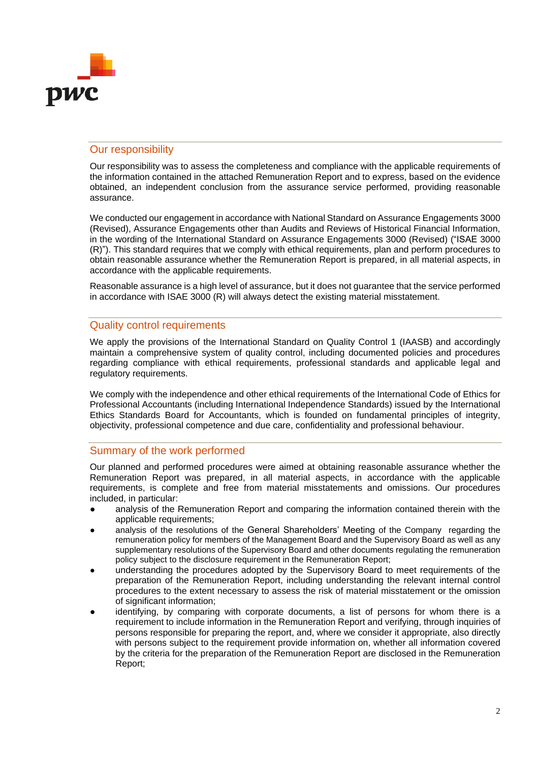## Our responsibility

Our responsibility was to assess the completeness and compliance with the applicable requirements of the information contained in the attached Remuneration Report and to express, based on the evidence obtained, an independent conclusion from the assurance service performed, providing reasonable assurance.

We conducted our engagement in accordance with National Standard on Assurance Engagements 3000 (Revised), Assurance Engagements other than Audits and Reviews of Historical Financial Information, in the wording of the International Standard on Assurance Engagements 3000 (Revised) ("ISAE 3000 (R)"). This standard requires that we comply with ethical requirements, plan and perform procedures to obtain reasonable assurance whether the Remuneration Report is prepared, in all material aspects, in accordance with the applicable requirements.

Reasonable assurance is a high level of assurance, but it does not guarantee that the service performed in accordance with ISAE 3000 (R) will always detect the existing material misstatement.

## Quality control requirements

We apply the provisions of the International Standard on Quality Control 1 (IAASB) and accordingly maintain a comprehensive system of quality control, including documented policies and procedures regarding compliance with ethical requirements, professional standards and applicable legal and regulatory requirements.

We comply with the independence and other ethical requirements of the International Code of Ethics for Professional Accountants (including International Independence Standards) issued by the International Ethics Standards Board for Accountants, which is founded on fundamental principles of integrity, objectivity, professional competence and due care, confidentiality and professional behaviour.

## Summary of the work performed

Our planned and performed procedures were aimed at obtaining reasonable assurance whether the Remuneration Report was prepared, in all material aspects, in accordance with the applicable requirements, is complete and free from material misstatements and omissions. Our procedures included, in particular:

- analysis of the Remuneration Report and comparing the information contained therein with the applicable requirements;
- analysis of the resolutions of the General Shareholders' Meeting of the Company regarding the remuneration policy for members of the Management Board and the Supervisory Board as well as any supplementary resolutions of the Supervisory Board and other documents regulating the remuneration policy subject to the disclosure requirement in the Remuneration Report;
- understanding the procedures adopted by the Supervisory Board to meet requirements of the preparation of the Remuneration Report, including understanding the relevant internal control procedures to the extent necessary to assess the risk of material misstatement or the omission of significant information;
- identifying, by comparing with corporate documents, a list of persons for whom there is a requirement to include information in the Remuneration Report and verifying, through inquiries of persons responsible for preparing the report, and, where we consider it appropriate, also directly with persons subject to the requirement provide information on, whether all information covered by the criteria for the preparation of the Remuneration Report are disclosed in the Remuneration Report;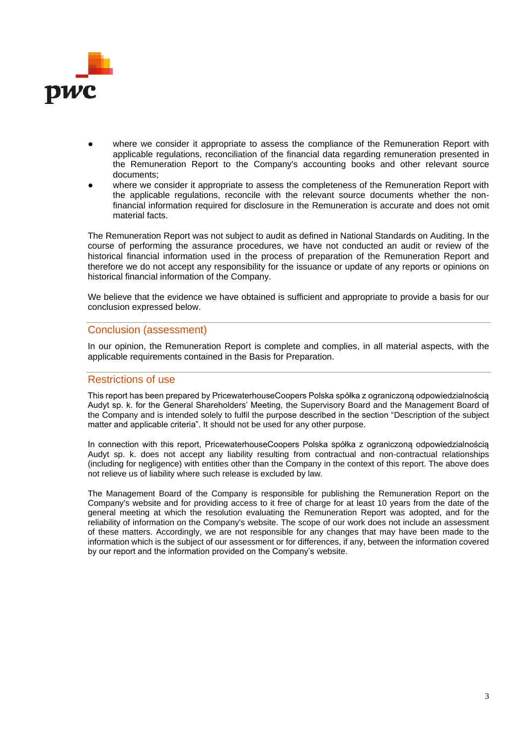- where we consider it appropriate to assess the compliance of the Remuneration Report with applicable regulations, reconciliation of the financial data regarding remuneration presented in the Remuneration Report to the Company's accounting books and other relevant source documents;
- where we consider it appropriate to assess the completeness of the Remuneration Report with the applicable regulations, reconcile with the relevant source documents whether the non-financial information required for disclosure in the Remuneration is accurate and does not omit material facts.

The Remuneration Report was not subject to audit as defined in National Standards on Auditing. In the course of performing the assurance procedures, we have not conducted an audit or review of the historical financial information used in the process of preparation of the Remuneration Report and therefore we do not accept any responsibility for the issuance or update of any reports or opinions on historical financial information of the Company.

We believe that the evidence we have obtained is sufficient and appropriate to provide a basis for our conclusion expressed below.

## Conclusion (assessment)

In our opinion, the Remuneration Report is complete and complies, in all material aspects, with the applicable requirements contained in the Basis for Preparation.

## Restrictions of use

This report has been prepared by PricewaterhouseCoopers Polska spółka z ograniczoną odpowiedzialnością Audyt sp. k. for the General Shareholders' Meeting, the Supervisory Board and the Management Board of the Company and is intended solely to fulfil the purpose described in the section "Description of the subject matter and applicable criteria". It should not be used for any other purpose.

In connection with this report, PricewaterhouseCoopers Polska spółka z ograniczoną odpowiedzialnością Audyt sp. k. does not accept any liability resulting from contractual and non-contractual relationships (including for negligence) with entities other than the Company in the context of this report. The above does not relieve us of liability where such release is excluded by law.

The Management Board of the Company is responsible for publishing the Remuneration Report on the Company's website and for providing access to it free of charge for at least 10 years from the date of the general meeting at which the resolution evaluating the Remuneration Report was adopted, and for the reliability of information on the Company's website. The scope of our work does not include an assessment of these matters. Accordingly, we are not responsible for any changes that may have been made to the information which is the subject of our assessment or for differences, if any, between the information covered by our report and the information provided on the Company's website.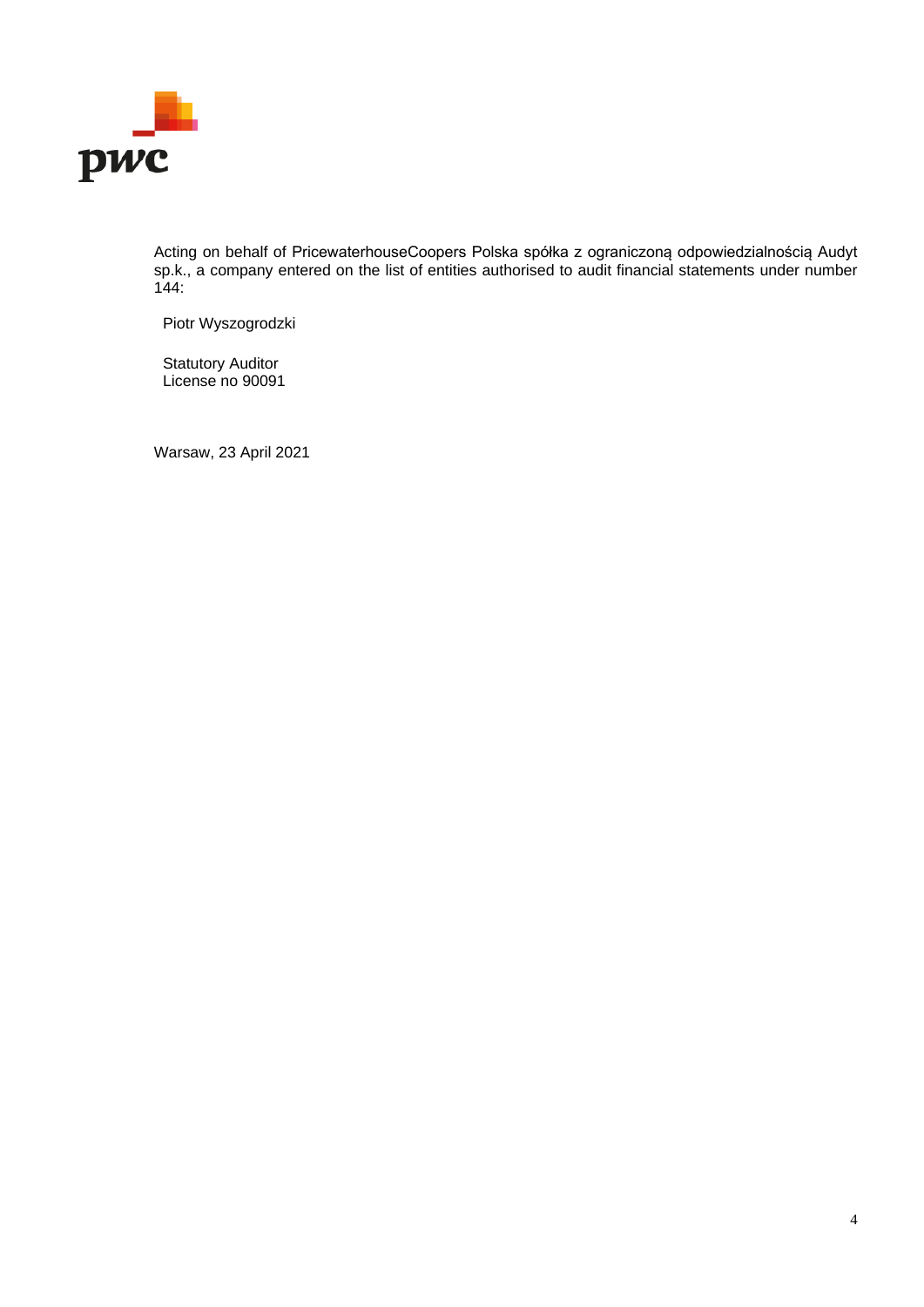Acting on behalf of PricewaterhouseCoopers Polska spółka z ograniczoną odpowiedzialnością Audyt sp.k., a company entered on the list of entities authorised to audit financial statements under number 144:

Piotr Wyszogrodzki

Statutory Auditor
License no 90091

Warsaw, 23 April 2021